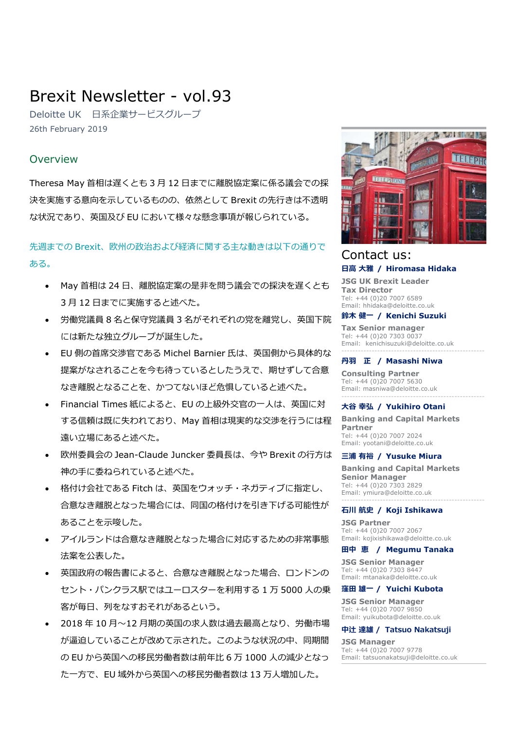# Brexit Newsletter - vol.93

Deloitte UK　日系企業サービスグループ

26th February 2019

## Overview

Theresa May 首相は遅くとも 3 月 12 日までに離脱協定案に係る議会での採決を実施する意向を示しているものの、依然として Brexit の先行きは不透明な状況であり、英国及び EU において様々な懸念事項が報じられている。

先週までの Brexit、欧州の政治および経済に関する主な動きは以下の通りである。

- May 首相は 24 日、離脱協定案の是非を問う議会での採決を遅くとも 3 月 12 日までに実施すると述べた。
- 労働党議員 8 名と保守党議員 3 名がそれぞれの党を離党し、英国下院には新たな独立グループが誕生した。
- EU 側の首席交渉官である Michel Barnier 氏は、英国側から具体的な提案がなされることを今も待っているとしたうえで、期せずして合意なき離脱となることを、かつてないほど危惧していると述べた。
- Financial Times 紙によると、EU の上級外交官の一人は、英国に対する信頼は既に失われており、May 首相は現実的な交渉を行うには程遠い立場にあると述べた。
- 欧州委員会の Jean-Claude Juncker 委員長は、今や Brexit の行方は神の手に委ねられていると述べた。
- 格付け会社である Fitch は、英国をウォッチ・ネガティブに指定し、合意なき離脱となった場合には、同国の格付けを引き下げる可能性があることを示唆した。
- アイルランドは合意なき離脱となった場合に対応するための非常事態法案を公表した。
- 英国政府の報告書によると、合意なき離脱となった場合、ロンドンのセント・パンクラス駅ではユーロスターを利用する 1 万 5000 人の乗客が毎日、列をなすおそれがあるという。
- 2018 年 10 月～12 月期の英国の求人数は過去最高となり、労働市場が逼迫していることが改めて示された。このような状況の中、同期間の EU から英国への移民労働者数は前年比 6 万 1000 人の減少となった一方で、EU 域外から英国への移民労働者数は 13 万人増加した。

## Contact us:

**日高 大雅 / Hiromasa Hidaka**
JSG UK Brexit Leader
Tax Director
Tel: +44 (0)20 7007 6589
Email: hhidaka@deloitte.co.uk

**鈴木 健一 / Kenichi Suzuki**
Tax Senior manager
Tel: +44 (0)20 7303 0037
Email: kenichisuzuki@deloitte.co.uk

**丹羽　正 / Masashi Niwa**
Consulting Partner
Tel: +44 (0)20 7007 5630
Email: masniwa@deloitte.co.uk

**大谷 幸弘 / Yukihiro Otani**
Banking and Capital Markets Partner
Tel: +44 (0)20 7007 2024
Email: yootani@deloitte.co.uk

**三浦 有裕 / Yusuke Miura**
Banking and Capital Markets Senior Manager
Tel: +44 (0)20 7303 2829
Email: ymiura@deloitte.co.uk

**石川 航史 / Koji Ishikawa**
JSG Partner
Tel: +44 (0)20 7007 2067
Email: kojixishikawa@deloitte.co.uk

**田中　恵 / Megumu Tanaka**
JSG Senior Manager
Tel: +44 (0)20 7303 8447
Email: mtanaka@deloitte.co.uk

**窪田 雄一 / Yuichi Kubota**
JSG Senior Manager
Tel: +44 (0)20 7007 9850
Email: yuikubota@deloitte.co.uk

**中辻 達雄 / Tatsuo Nakatsuji**
JSG Manager
Tel: +44 (0)20 7007 9778
Email: tatsuonakatsuji@deloitte.co.uk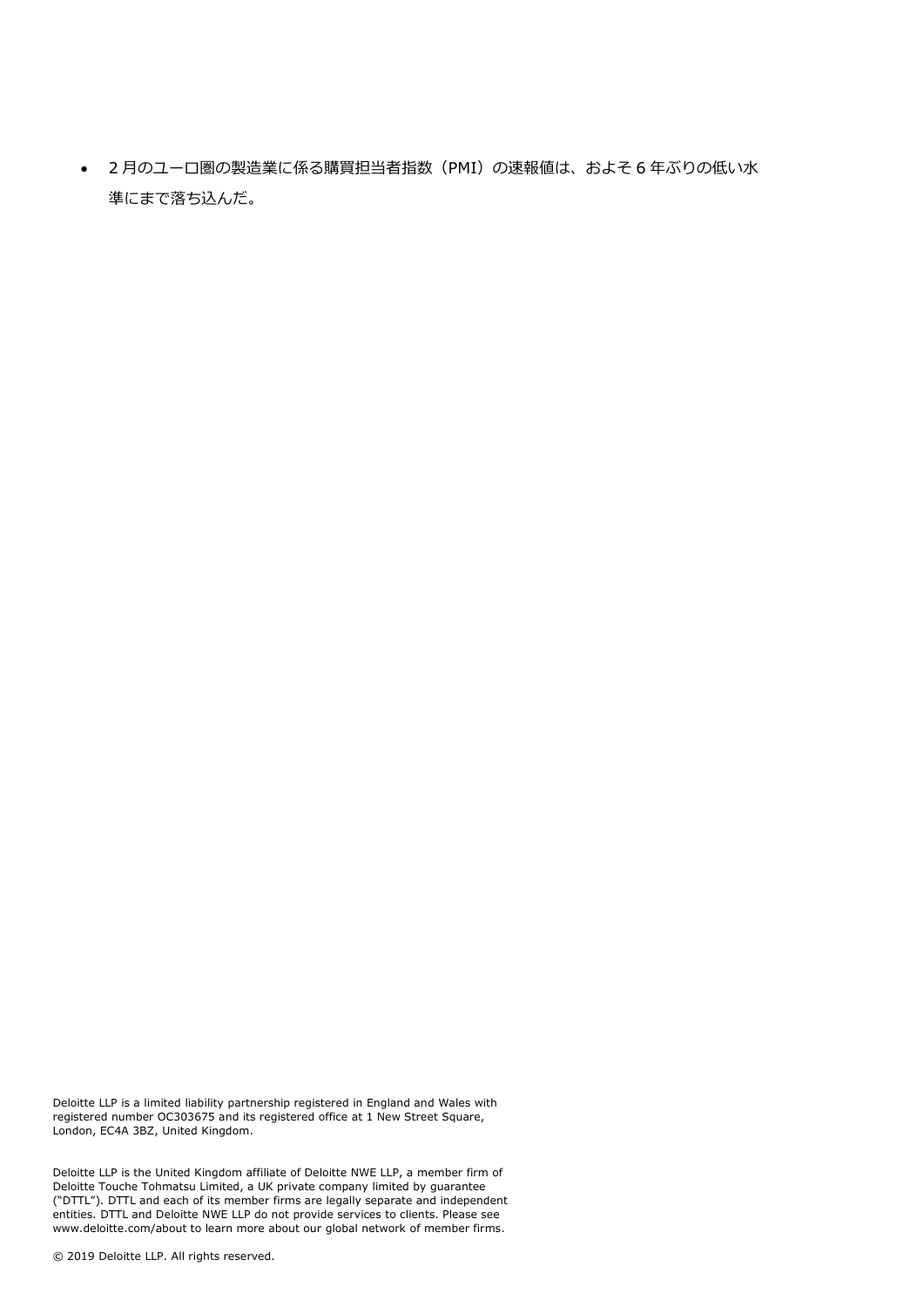- 2 月のユーロ圏の製造業に係る購買担当者指数（PMI）の速報値は、およそ 6 年ぶりの低い水準にまで落ち込んだ。

Deloitte LLP is a limited liability partnership registered in England and Wales with registered number OC303675 and its registered office at 1 New Street Square, London, EC4A 3BZ, United Kingdom.

Deloitte LLP is the United Kingdom affiliate of Deloitte NWE LLP, a member firm of Deloitte Touche Tohmatsu Limited, a UK private company limited by guarantee ("DTTL"). DTTL and each of its member firms are legally separate and independent entities. DTTL and Deloitte NWE LLP do not provide services to clients. Please see www.deloitte.com/about to learn more about our global network of member firms.

© 2019 Deloitte LLP. All rights reserved.